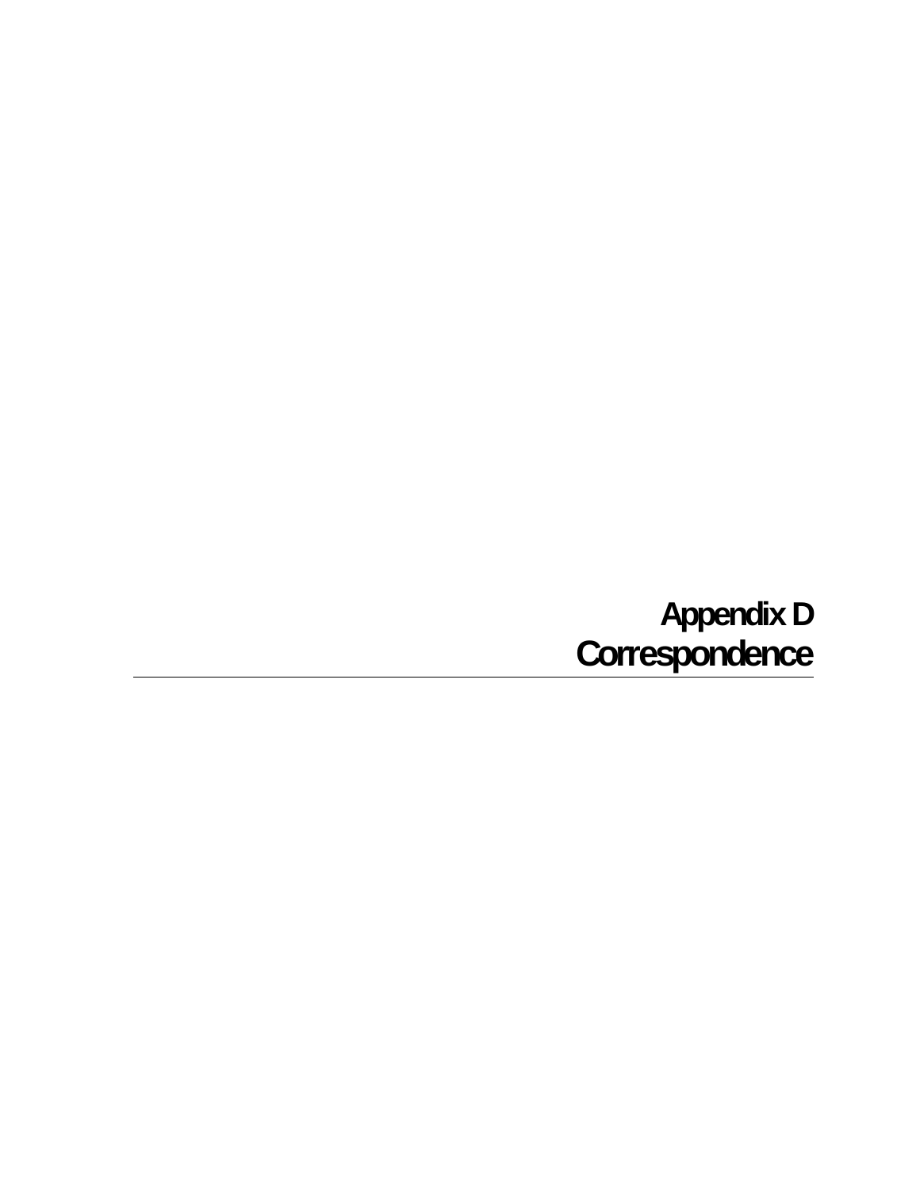# Appendix D
# Correspondence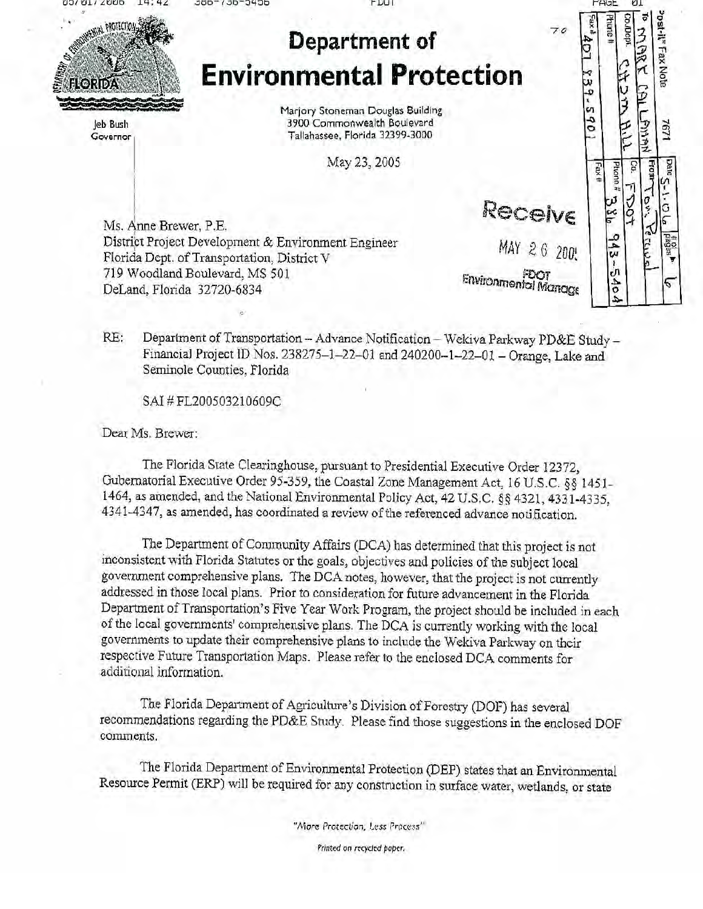# Department of Environmental Protection

Jeb Bush
Governor

Marjory Stoneman Douglas Building
3900 Commonwealth Boulevard
Tallahassee, Florida 32399-3000

May 23, 2005

Post-it® Fax Note 7671 | Date 5-1-06 | # of pages 6
To MARK CALLAHAN | From Tom Perusal
Co./Dept. CH2M HILL | Co. FDOT
Phone # | Phone # 386 943-5404
Fax # 407 839-5901 | Fax #

Received
MAY 26 2005
FDOT
Environmental Manage

Ms. Anne Brewer, P.E.
District Project Development & Environment Engineer
Florida Dept. of Transportation, District V
719 Woodland Boulevard, MS 501
DeLand, Florida 32720-6834

RE: Department of Transportation – Advance Notification – Wekiva Parkway PD&E Study – Financial Project ID Nos. 238275-1-22-01 and 240200-1-22-01 – Orange, Lake and Seminole Counties, Florida

SAI # FL200503210609C

Dear Ms. Brewer:

The Florida State Clearinghouse, pursuant to Presidential Executive Order 12372, Gubernatorial Executive Order 95-359, the Coastal Zone Management Act, 16 U.S.C. §§ 1451-1464, as amended, and the National Environmental Policy Act, 42 U.S.C. §§ 4321, 4331-4335, 4341-4347, as amended, has coordinated a review of the referenced advance notification.

The Department of Community Affairs (DCA) has determined that this project is not inconsistent with Florida Statutes or the goals, objectives and policies of the subject local government comprehensive plans. The DCA notes, however, that the project is not currently addressed in those local plans. Prior to consideration for future advancement in the Florida Department of Transportation's Five Year Work Program, the project should be included in each of the local governments' comprehensive plans. The DCA is currently working with the local governments to update their comprehensive plans to include the Wekiva Parkway on their respective Future Transportation Maps. Please refer to the enclosed DCA comments for additional information.

The Florida Department of Agriculture's Division of Forestry (DOF) has several recommendations regarding the PD&E Study. Please find those suggestions in the enclosed DOF comments.

The Florida Department of Environmental Protection (DEP) states that an Environmental Resource Permit (ERP) will be required for any construction in surface water, wetlands, or state

*"More Protection, Less Process"*

*Printed on recycled paper.*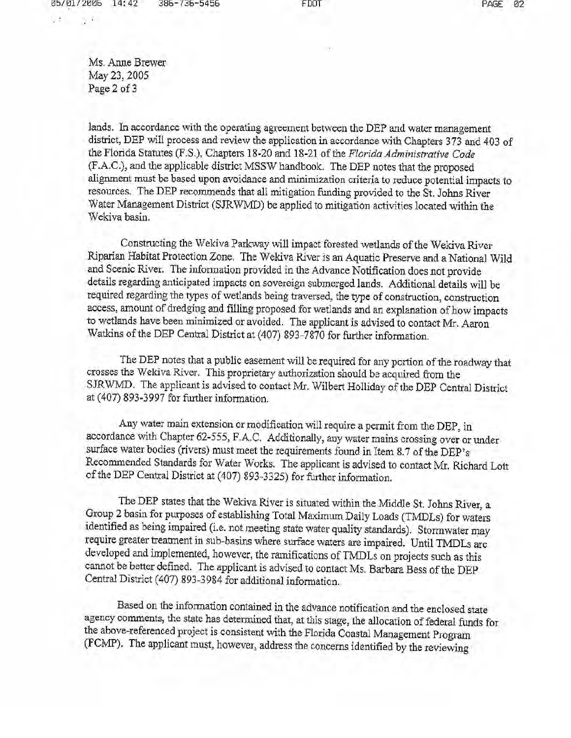lands. In accordance with the operating agreement between the DEP and water management district, DEP will process and review the application in accordance with Chapters 373 and 403 of the Florida Statutes (F.S.), Chapters 18-20 and 18-21 of the *Florida Administrative Code* (F.A.C.), and the applicable district MSSW handbook. The DEP notes that the proposed alignment must be based upon avoidance and minimization criteria to reduce potential impacts to resources. The DEP recommends that all mitigation funding provided to the St. Johns River Water Management District (SJRWMD) be applied to mitigation activities located within the Wekiva basin.

Constructing the Wekiva Parkway will impact forested wetlands of the Wekiva River Riparian Habitat Protection Zone. The Wekiva River is an Aquatic Preserve and a National Wild and Scenic River. The information provided in the Advance Notification does not provide details regarding anticipated impacts on sovereign submerged lands. Additional details will be required regarding the types of wetlands being traversed, the type of construction, construction access, amount of dredging and filling proposed for wetlands and an explanation of how impacts to wetlands have been minimized or avoided. The applicant is advised to contact Mr. Aaron Watkins of the DEP Central District at (407) 893-7870 for further information.

The DEP notes that a public easement will be required for any portion of the roadway that crosses the Wekiva River. This proprietary authorization should be acquired from the SJRWMD. The applicant is advised to contact Mr. Wilbert Holliday of the DEP Central District at (407) 893-3997 for further information.

Any water main extension or modification will require a permit from the DEP, in accordance with Chapter 62-555, F.A.C. Additionally, any water mains crossing over or under surface water bodies (rivers) must meet the requirements found in Item 8.7 of the DEP's Recommended Standards for Water Works. The applicant is advised to contact Mr. Richard Lott of the DEP Central District at (407) 893-3325) for further information.

The DEP states that the Wekiva River is situated within the Middle St. Johns River, a Group 2 basin for purposes of establishing Total Maximum Daily Loads (TMDLs) for waters identified as being impaired (i.e. not meeting state water quality standards). Stormwater may require greater treatment in sub-basins where surface waters are impaired. Until TMDLs are developed and implemented, however, the ramifications of TMDLs on projects such as this cannot be better defined. The applicant is advised to contact Ms. Barbara Bess of the DEP Central District (407) 893-3984 for additional information.

Based on the information contained in the advance notification and the enclosed state agency comments, the state has determined that, at this stage, the allocation of federal funds for the above-referenced project is consistent with the Florida Coastal Management Program (FCMP). The applicant must, however, address the concerns identified by the reviewing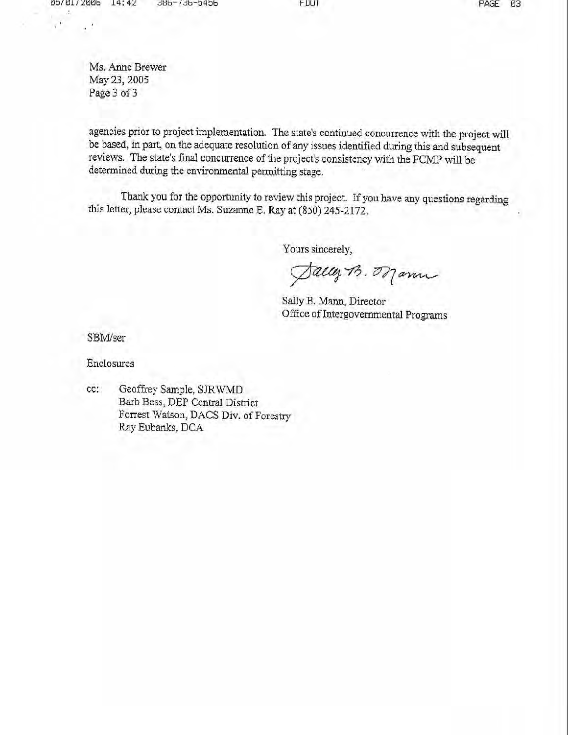Ms. Anne Brewer
May 23, 2005
Page 3 of 3

agencies prior to project implementation. The state's continued concurrence with the project will be based, in part, on the adequate resolution of any issues identified during this and subsequent reviews. The state's final concurrence of the project's consistency with the FCMP will be determined during the environmental permitting stage.

Thank you for the opportunity to review this project. If you have any questions regarding this letter, please contact Ms. Suzanne E. Ray at (850) 245-2172.

Yours sincerely,

Sally B. Mann

Sally B. Mann, Director
Office of Intergovernmental Programs

SBM/ser

Enclosures

cc: Geoffrey Sample, SJRWMD
Barb Bess, DEP Central District
Forrest Watson, DACS Div. of Forestry
Ray Eubanks, DCA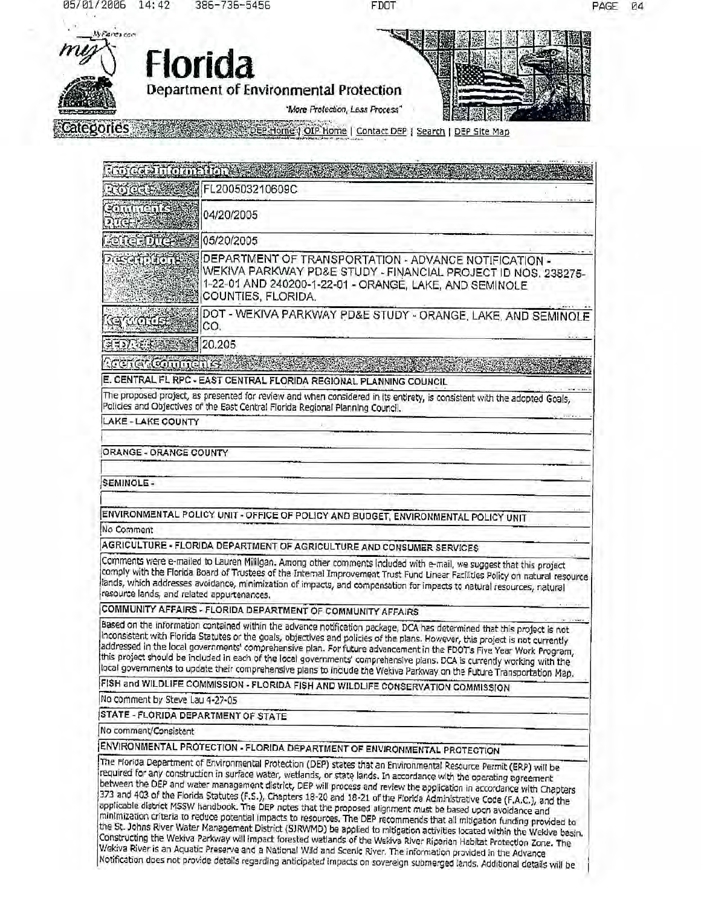# Florida
## Department of Environmental Protection

*"More Protection, Less Process"*

Categories | DEP Home | OIP Home | Contact DEP | Search | DEP Site Map

| Project Information | |
|---|---|
| Project: | FL200503210609C |
| Comments Due: | 04/20/2005 |
| Letter Due: | 05/20/2005 |
| Description: | DEPARTMENT OF TRANSPORTATION - ADVANCE NOTIFICATION - WEKIVA PARKWAY PD&E STUDY - FINANCIAL PROJECT ID NOS. 238275-1-22-01 AND 240200-1-22-01 - ORANGE, LAKE, AND SEMINOLE COUNTIES, FLORIDA. |
| Keywords: | DOT - WEKIVA PARKWAY PD&E STUDY - ORANGE, LAKE, AND SEMINOLE CO. |
| CFDA #: | 20.205 |

**Agency Comments:**

**E. CENTRAL FL RPC - EAST CENTRAL FLORIDA REGIONAL PLANNING COUNCIL**

The proposed project, as presented for review and when considered in its entirety, is consistent with the adopted Goals, Policies and Objectives of the East Central Florida Regional Planning Council.

**LAKE - LAKE COUNTY**

**ORANGE - ORANGE COUNTY**

**SEMINOLE -**

**ENVIRONMENTAL POLICY UNIT - OFFICE OF POLICY AND BUDGET, ENVIRONMENTAL POLICY UNIT**

No Comment

**AGRICULTURE - FLORIDA DEPARTMENT OF AGRICULTURE AND CONSUMER SERVICES**

Comments were e-mailed to Lauren Milligan. Among other comments included with e-mail, we suggest that this project comply with the Florida Board of Trustees of the Internal Improvement Trust Fund Linear Facilities Policy on natural resource lands, which addresses avoidance, minimization of impacts, and compensation for impacts to natural resources, natural resource lands, and related appurtenances.

**COMMUNITY AFFAIRS - FLORIDA DEPARTMENT OF COMMUNITY AFFAIRS**

Based on the information contained within the advance notification package, DCA has determined that this project is not inconsistent with Florida Statutes or the goals, objectives and policies of the plans. However, this project is not currently addressed in the local governments' comprehensive plan. For future advancement in the FDOT's Five Year Work Program, this project should be included in each of the local governments' comprehensive plans. DCA is currently working with the local governments to update their comprehensive plans to include the Wekiva Parkway on the Future Transportation Map.

**FISH and WILDLIFE COMMISSION - FLORIDA FISH AND WILDLIFE CONSERVATION COMMISSION**

No comment by Steve Lau 4-27-05

**STATE - FLORIDA DEPARTMENT OF STATE**

No comment/Consistent

**ENVIRONMENTAL PROTECTION - FLORIDA DEPARTMENT OF ENVIRONMENTAL PROTECTION**

The Florida Department of Environmental Protection (DEP) states that an Environmental Resource Permit (ERP) will be required for any construction in surface water, wetlands, or state lands. In accordance with the operating agreement between the DEP and water management district, DEP will process and review the application in accordance with Chapters 373 and 403 of the Florida Statutes (F.S.), Chapters 18-20 and 18-21 of the Florida Administrative Code (F.A.C.), and the applicable district MSSW handbook. The DEP notes that the proposed alignment must be based upon avoidance and minimization criteria to reduce potential impacts to resources. The DEP recommends that all mitigation funding provided to the St. Johns River Water Management District (SJRWMD) be applied to mitigation activities located within the Wekiva basin. Constructing the Wekiva Parkway will impact forested wetlands of the Wekiva River Riparian Habitat Protection Zone. The Wekiva River is an Aquatic Preserve and a National Wild and Scenic River. The information provided in the Advance Notification does not provide details regarding anticipated impacts on sovereign submerged lands. Additional details will be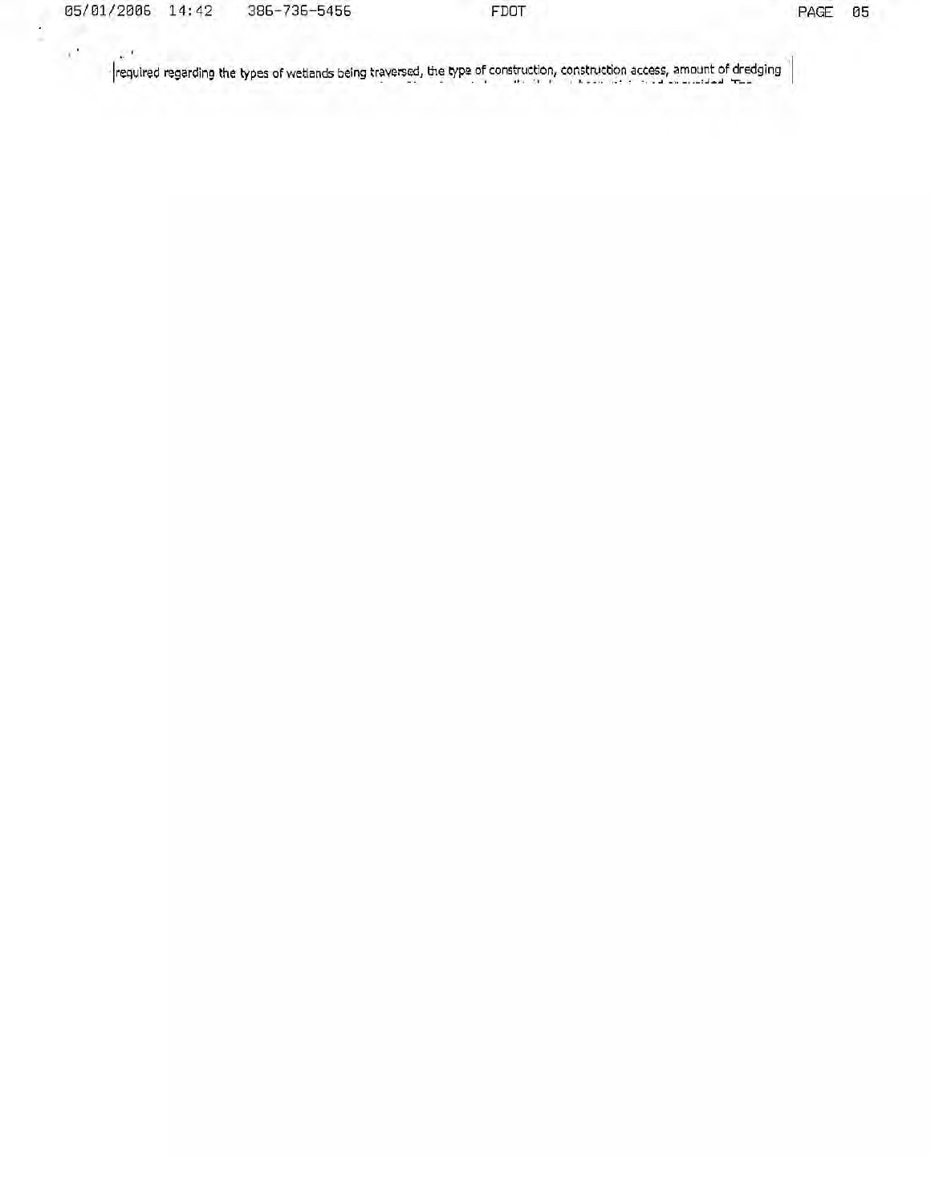required regarding the types of wetlands being traversed, the type of construction, construction access, amount of dredging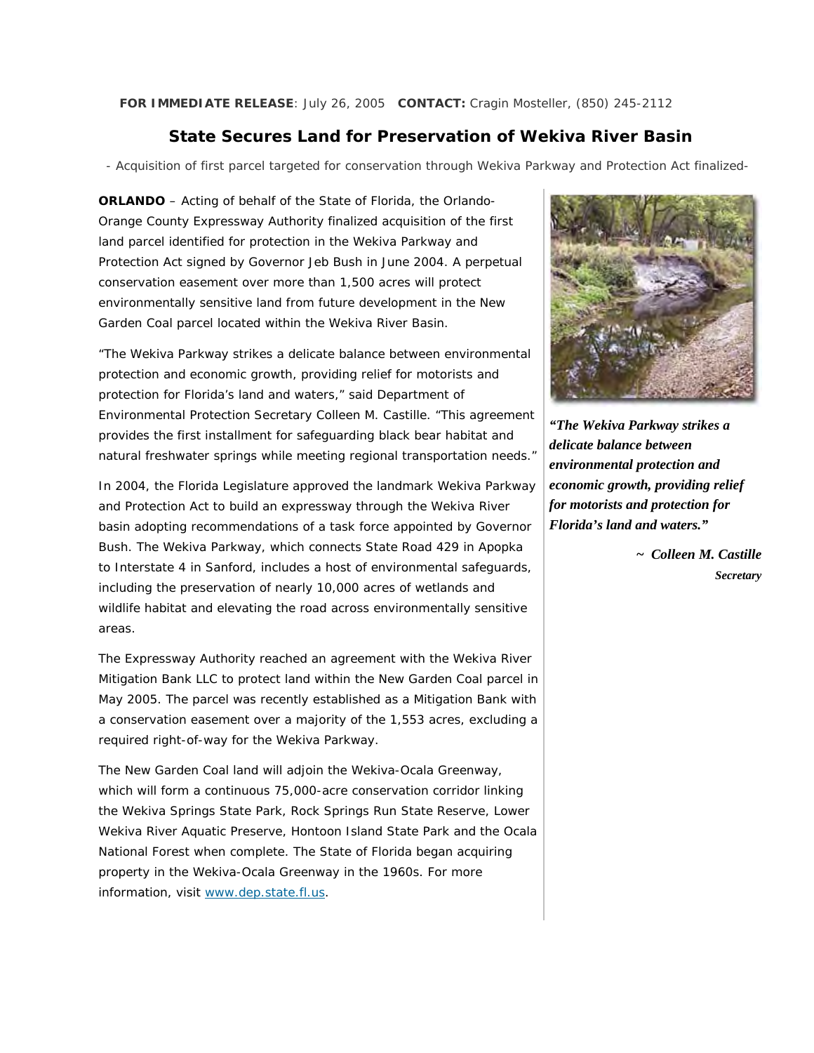**FOR IMMEDIATE RELEASE**: July 26, 2005 **CONTACT:** Cragin Mosteller, (850) 245-2112

# State Secures Land for Preservation of Wekiva River Basin

\- Acquisition of first parcel targeted for conservation through Wekiva Parkway and Protection Act finalized-

**ORLANDO** – Acting of behalf of the State of Florida, the Orlando-Orange County Expressway Authority finalized acquisition of the first land parcel identified for protection in the Wekiva Parkway and Protection Act signed by Governor Jeb Bush in June 2004. A perpetual conservation easement over more than 1,500 acres will protect environmentally sensitive land from future development in the New Garden Coal parcel located within the Wekiva River Basin.

"The Wekiva Parkway strikes a delicate balance between environmental protection and economic growth, providing relief for motorists and protection for Florida's land and waters," said Department of Environmental Protection Secretary Colleen M. Castille. "This agreement provides the first installment for safeguarding black bear habitat and natural freshwater springs while meeting regional transportation needs."

In 2004, the Florida Legislature approved the landmark Wekiva Parkway and Protection Act to build an expressway through the Wekiva River basin adopting recommendations of a task force appointed by Governor Bush. The Wekiva Parkway, which connects State Road 429 in Apopka to Interstate 4 in Sanford, includes a host of environmental safeguards, including the preservation of nearly 10,000 acres of wetlands and wildlife habitat and elevating the road across environmentally sensitive areas.

The Expressway Authority reached an agreement with the Wekiva River Mitigation Bank LLC to protect land within the New Garden Coal parcel in May 2005. The parcel was recently established as a Mitigation Bank with a conservation easement over a majority of the 1,553 acres, excluding a required right-of-way for the Wekiva Parkway.

The New Garden Coal land will adjoin the Wekiva-Ocala Greenway, which will form a continuous 75,000-acre conservation corridor linking the Wekiva Springs State Park, Rock Springs Run State Reserve, Lower Wekiva River Aquatic Preserve, Hontoon Island State Park and the Ocala National Forest when complete. The State of Florida began acquiring property in the Wekiva-Ocala Greenway in the 1960s. For more information, visit www.dep.state.fl.us.

***"The Wekiva Parkway strikes a delicate balance between environmental protection and economic growth, providing relief for motorists and protection for Florida's land and waters."***

***~ Colleen M. Castille***
***Secretary***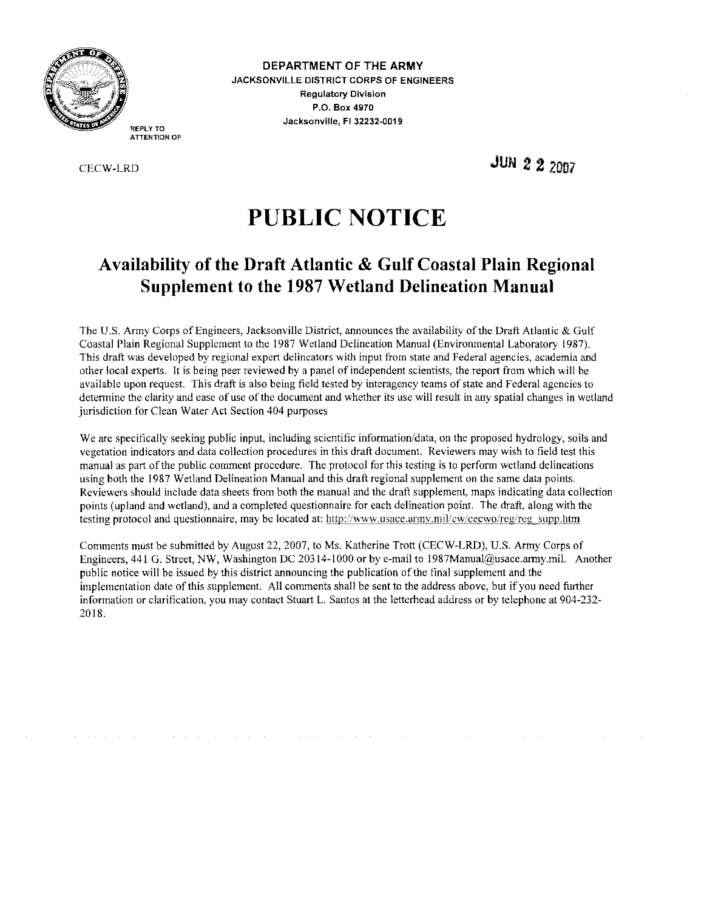DEPARTMENT OF THE ARMY
JACKSONVILLE DISTRICT CORPS OF ENGINEERS
Regulatory Division
P.O. Box 4970
Jacksonville, Fl 32232-0019

REPLY TO ATTENTION OF

CECW-LRD

JUN 2 2 2007

# PUBLIC NOTICE

## Availability of the Draft Atlantic & Gulf Coastal Plain Regional Supplement to the 1987 Wetland Delineation Manual

The U.S. Army Corps of Engineers, Jacksonville District, announces the availability of the Draft Atlantic & Gulf Coastal Plain Regional Supplement to the 1987 Wetland Delineation Manual (Environmental Laboratory 1987). This draft was developed by regional expert delineators with input from state and Federal agencies, academia and other local experts. It is being peer reviewed by a panel of independent scientists, the report from which will be available upon request. This draft is also being field tested by interagency teams of state and Federal agencies to determine the clarity and ease of use of the document and whether its use will result in any spatial changes in wetland jurisdiction for Clean Water Act Section 404 purposes

We are specifically seeking public input, including scientific information/data, on the proposed hydrology, soils and vegetation indicators and data collection procedures in this draft document. Reviewers may wish to field test this manual as part of the public comment procedure. The protocol for this testing is to perform wetland delineations using both the 1987 Wetland Delineation Manual and this draft regional supplement on the same data points. Reviewers should include data sheets from both the manual and the draft supplement, maps indicating data collection points (upland and wetland), and a completed questionnaire for each delineation point. The draft, along with the testing protocol and questionnaire, may be located at: http://www.usace.army.mil/cw/cecwo/reg/reg_supp.htm

Comments must be submitted by August 22, 2007, to Ms. Katherine Trott (CECW-LRD), U.S. Army Corps of Engineers, 441 G. Street, NW, Washington DC 20314-1000 or by e-mail to 1987Manual@usace.army.mil. Another public notice will be issued by this district announcing the publication of the final supplement and the implementation date of this supplement. All comments shall be sent to the address above, but if you need further information or clarification, you may contact Stuart L. Santos at the letterhead address or by telephone at 904-232-2018.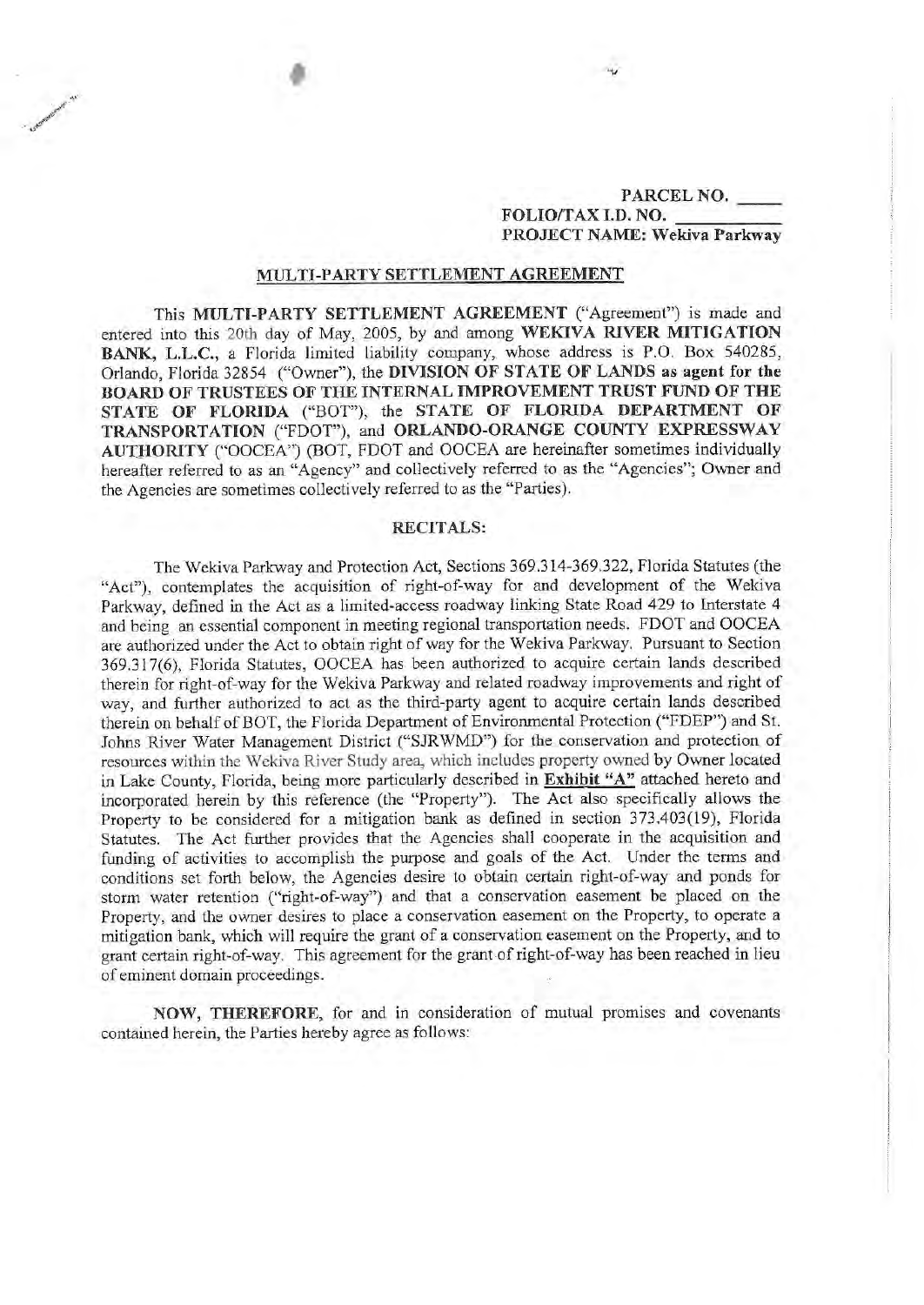PARCEL NO. \_\_\_\_\_
FOLIO/TAX I.D. NO. \_\_\_\_\_\_\_\_\_\_
PROJECT NAME: Wekiva Parkway

## MULTI-PARTY SETTLEMENT AGREEMENT

This **MULTI-PARTY SETTLEMENT AGREEMENT** ("Agreement") is made and entered into this 20th day of May, 2005, by and among **WEKIVA RIVER MITIGATION BANK, L.L.C.**, a Florida limited liability company, whose address is P.O. Box 540285, Orlando, Florida 32854 ("Owner"), the **DIVISION OF STATE OF LANDS as agent for the BOARD OF TRUSTEES OF THE INTERNAL IMPROVEMENT TRUST FUND OF THE STATE OF FLORIDA** ("BOT"), the **STATE OF FLORIDA DEPARTMENT OF TRANSPORTATION** ("FDOT"), and **ORLANDO-ORANGE COUNTY EXPRESSWAY AUTHORITY** ("OOCEA") (BOT, FDOT and OOCEA are hereinafter sometimes individually hereafter referred to as an "Agency" and collectively referred to as the "Agencies"; Owner and the Agencies are sometimes collectively referred to as the "Parties).

### RECITALS:

The Wekiva Parkway and Protection Act, Sections 369.314-369.322, Florida Statutes (the "Act"), contemplates the acquisition of right-of-way for and development of the Wekiva Parkway, defined in the Act as a limited-access roadway linking State Road 429 to Interstate 4 and being an essential component in meeting regional transportation needs. FDOT and OOCEA are authorized under the Act to obtain right of way for the Wekiva Parkway. Pursuant to Section 369.317(6), Florida Statutes, OOCEA has been authorized to acquire certain lands described therein for right-of-way for the Wekiva Parkway and related roadway improvements and right of way, and further authorized to act as the third-party agent to acquire certain lands described therein on behalf of BOT, the Florida Department of Environmental Protection ("FDEP") and St. Johns River Water Management District ("SJRWMD") for the conservation and protection of resources within the Wekiva River Study area, which includes property owned by Owner located in Lake County, Florida, being more particularly described in **Exhibit "A"** attached hereto and incorporated herein by this reference (the "Property"). The Act also specifically allows the Property to be considered for a mitigation bank as defined in section 373.403(19), Florida Statutes. The Act further provides that the Agencies shall cooperate in the acquisition and funding of activities to accomplish the purpose and goals of the Act. Under the terms and conditions set forth below, the Agencies desire to obtain certain right-of-way and ponds for storm water retention ("right-of-way") and that a conservation easement be placed on the Property, and the owner desires to place a conservation easement on the Property, to operate a mitigation bank, which will require the grant of a conservation easement on the Property, and to grant certain right-of-way. This agreement for the grant of right-of-way has been reached in lieu of eminent domain proceedings.

**NOW, THEREFORE**, for and in consideration of mutual promises and covenants contained herein, the Parties hereby agree as follows: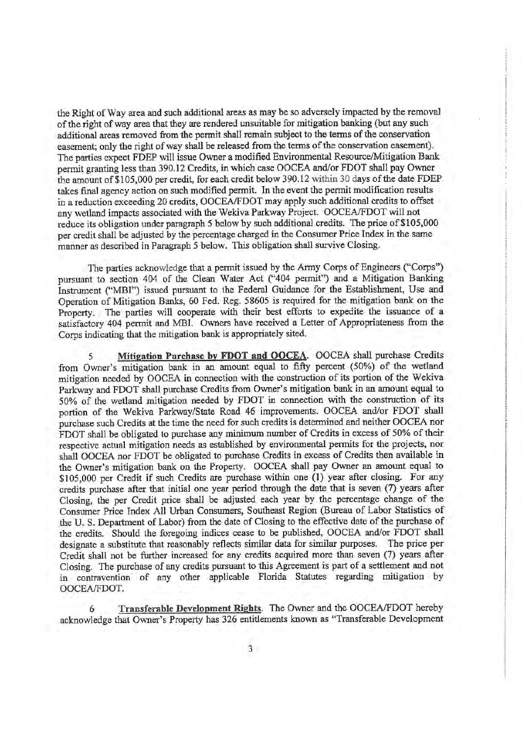the Right of Way area and such additional areas as may be so adversely impacted by the removal of the right of way area that they are rendered unsuitable for mitigation banking (but any such additional areas removed from the permit shall remain subject to the terms of the conservation easement; only the right of way shall be released from the terms of the conservation easement). The parties expect FDEP will issue Owner a modified Environmental Resource/Mitigation Bank permit granting less than 390.12 Credits, in which case OOCEA and/or FDOT shall pay Owner the amount of $105,000 per credit, for each credit below 390.12 within 30 days of the date FDEP takes final agency action on such modified permit. In the event the permit modification results in a reduction exceeding 20 credits, OOCEA/FDOT may apply such additional credits to offset any wetland impacts associated with the Wekiva Parkway Project. OOCEA/FDOT will not reduce its obligation under paragraph 5 below by such additional credits. The price of $105,000 per credit shall be adjusted by the percentage charged in the Consumer Price Index in the same manner as described in Paragraph 5 below. This obligation shall survive Closing.

The parties acknowledge that a permit issued by the Army Corps of Engineers ("Corps") pursuant to section 404 of the Clean Water Act ("404 permit") and a Mitigation Banking Instrument ("MBI") issued pursuant to the Federal Guidance for the Establishment, Use and Operation of Mitigation Banks, 60 Fed. Reg. 58605 is required for the mitigation bank on the Property. The parties will cooperate with their best efforts to expedite the issuance of a satisfactory 404 permit and MBI. Owners have received a Letter of Appropriateness from the Corps indicating that the mitigation bank is appropriately sited.

5 **Mitigation Purchase by FDOT and OOCEA**. OOCEA shall purchase Credits from Owner's mitigation bank in an amount equal to fifty percent (50%) of the wetland mitigation needed by OOCEA in connection with the construction of its portion of the Wekiva Parkway and FDOT shall purchase Credits from Owner's mitigation bank in an amount equal to 50% of the wetland mitigation needed by FDOT in connection with the construction of its portion of the Wekiva Parkway/State Road 46 improvements. OOCEA and/or FDOT shall purchase such Credits at the time the need for such credits is determined and neither OOCEA nor FDOT shall be obligated to purchase any minimum number of Credits in excess of 50% of their respective actual mitigation needs as established by environmental permits for the projects, nor shall OOCEA nor FDOT be obligated to purchase Credits in excess of Credits then available in the Owner's mitigation bank on the Property. OOCEA shall pay Owner an amount equal to $105,000 per Credit if such Credits are purchase within one (1) year after closing. For any credits purchase after that initial one year period through the date that is seven (7) years after Closing, the per Credit price shall be adjusted each year by the percentage change of the Consumer Price Index All Urban Consumers, Southeast Region (Bureau of Labor Statistics of the U. S. Department of Labor) from the date of Closing to the effective date of the purchase of the credits. Should the foregoing indices cease to be published, OOCEA and/or FDOT shall designate a substitute that reasonably reflects similar data for similar purposes. The price per Credit shall not be further increased for any credits acquired more than seven (7) years after Closing. The purchase of any credits pursuant to this Agreement is part of a settlement and not in contravention of any other applicable Florida Statutes regarding mitigation by OOCEA/FDOT.

6 **Transferable Development Rights**. The Owner and the OOCEA/FDOT hereby acknowledge that Owner's Property has 326 entitlements known as "Transferable Development